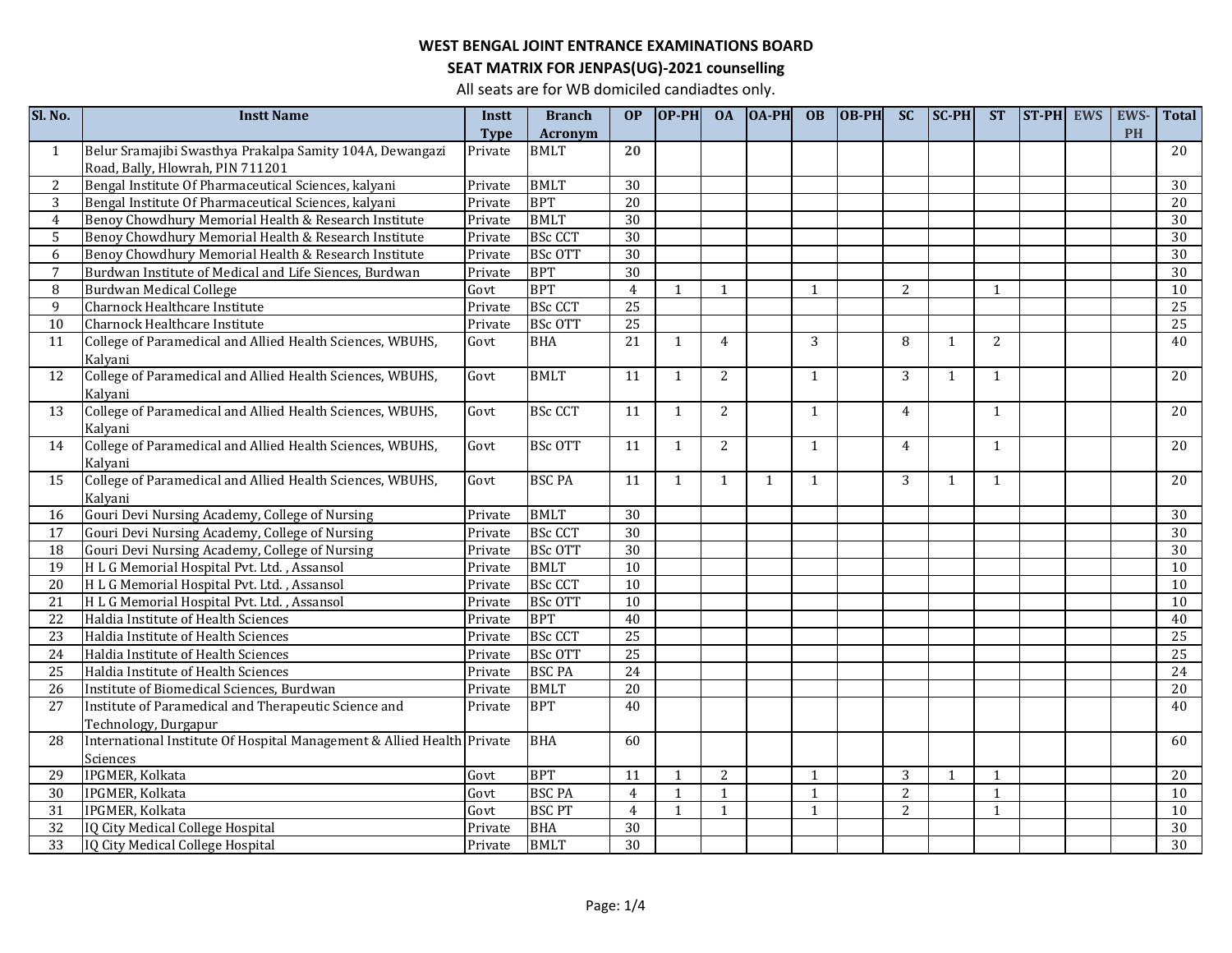# WEST BENGAL JOINT ENTRANCE EXAMINATIONS BOARD

## SEAT MATRIX FOR JENPAS(UG)-2021 counselling

All seats are for WB domiciled candiadtes only.

| Sl. No. | Instt Name | Instt Type | Branch Acronym | OP | OP-PH | OA | OA-PH | OB | OB-PH | SC | SC-PH | ST | ST-PH | EWS | EWS-PH | Total |
|---|---|---|---|---|---|---|---|---|---|---|---|---|---|---|---|---|
| 1 | Belur Sramajibi Swasthya Prakalpa Samity 104A, Dewangazi Road, Bally, Hlowrah, PIN 711201 | Private | BMLT | 20 | | | | | | | | | | | | 20 |
| 2 | Bengal Institute Of Pharmaceutical Sciences, kalyani | Private | BMLT | 30 | | | | | | | | | | | | 30 |
| 3 | Bengal Institute Of Pharmaceutical Sciences, kalyani | Private | BPT | 20 | | | | | | | | | | | | 20 |
| 4 | Benoy Chowdhury Memorial Health & Research Institute | Private | BMLT | 30 | | | | | | | | | | | | 30 |
| 5 | Benoy Chowdhury Memorial Health & Research Institute | Private | BSc CCT | 30 | | | | | | | | | | | | 30 |
| 6 | Benoy Chowdhury Memorial Health & Research Institute | Private | BSc OTT | 30 | | | | | | | | | | | | 30 |
| 7 | Burdwan Institute of Medical and Life Siences, Burdwan | Private | BPT | 30 | | | | | | | | | | | | 30 |
| 8 | Burdwan Medical College | Govt | BPT | 4 | 1 | 1 | | 1 | | 2 | | 1 | | | | 10 |
| 9 | Charnock Healthcare Institute | Private | BSc CCT | 25 | | | | | | | | | | | | 25 |
| 10 | Charnock Healthcare Institute | Private | BSc OTT | 25 | | | | | | | | | | | | 25 |
| 11 | College of Paramedical and Allied Health Sciences, WBUHS, Kalyani | Govt | BHA | 21 | 1 | 4 | | 3 | | 8 | 1 | 2 | | | | 40 |
| 12 | College of Paramedical and Allied Health Sciences, WBUHS, Kalyani | Govt | BMLT | 11 | 1 | 2 | | 1 | | 3 | 1 | 1 | | | | 20 |
| 13 | College of Paramedical and Allied Health Sciences, WBUHS, Kalyani | Govt | BSc CCT | 11 | 1 | 2 | | 1 | | 4 | | 1 | | | | 20 |
| 14 | College of Paramedical and Allied Health Sciences, WBUHS, Kalyani | Govt | BSc OTT | 11 | 1 | 2 | | 1 | | 4 | | 1 | | | | 20 |
| 15 | College of Paramedical and Allied Health Sciences, WBUHS, Kalyani | Govt | BSC PA | 11 | 1 | 1 | 1 | 1 | | 3 | 1 | 1 | | | | 20 |
| 16 | Gouri Devi Nursing Academy, College of Nursing | Private | BMLT | 30 | | | | | | | | | | | | 30 |
| 17 | Gouri Devi Nursing Academy, College of Nursing | Private | BSc CCT | 30 | | | | | | | | | | | | 30 |
| 18 | Gouri Devi Nursing Academy, College of Nursing | Private | BSc OTT | 30 | | | | | | | | | | | | 30 |
| 19 | H L G Memorial Hospital Pvt. Ltd. , Assansol | Private | BMLT | 10 | | | | | | | | | | | | 10 |
| 20 | H L G Memorial Hospital Pvt. Ltd. , Assansol | Private | BSc CCT | 10 | | | | | | | | | | | | 10 |
| 21 | H L G Memorial Hospital Pvt. Ltd. , Assansol | Private | BSc OTT | 10 | | | | | | | | | | | | 10 |
| 22 | Haldia Institute of Health Sciences | Private | BPT | 40 | | | | | | | | | | | | 40 |
| 23 | Haldia Institute of Health Sciences | Private | BSc CCT | 25 | | | | | | | | | | | | 25 |
| 24 | Haldia Institute of Health Sciences | Private | BSc OTT | 25 | | | | | | | | | | | | 25 |
| 25 | Haldia Institute of Health Sciences | Private | BSC PA | 24 | | | | | | | | | | | | 24 |
| 26 | Institute of Biomedical Sciences, Burdwan | Private | BMLT | 20 | | | | | | | | | | | | 20 |
| 27 | Institute of Paramedical and Therapeutic Science and Technology, Durgapur | Private | BPT | 40 | | | | | | | | | | | | 40 |
| 28 | International Institute Of Hospital Management & Allied Health Sciences | Private | BHA | 60 | | | | | | | | | | | | 60 |
| 29 | IPGMER, Kolkata | Govt | BPT | 11 | 1 | 2 | | 1 | | 3 | 1 | 1 | | | | 20 |
| 30 | IPGMER, Kolkata | Govt | BSC PA | 4 | 1 | 1 | | 1 | | 2 | | 1 | | | | 10 |
| 31 | IPGMER, Kolkata | Govt | BSC PT | 4 | 1 | 1 | | 1 | | 2 | | 1 | | | | 10 |
| 32 | IQ City Medical College Hospital | Private | BHA | 30 | | | | | | | | | | | | 30 |
| 33 | IQ City Medical College Hospital | Private | BMLT | 30 | | | | | | | | | | | | 30 |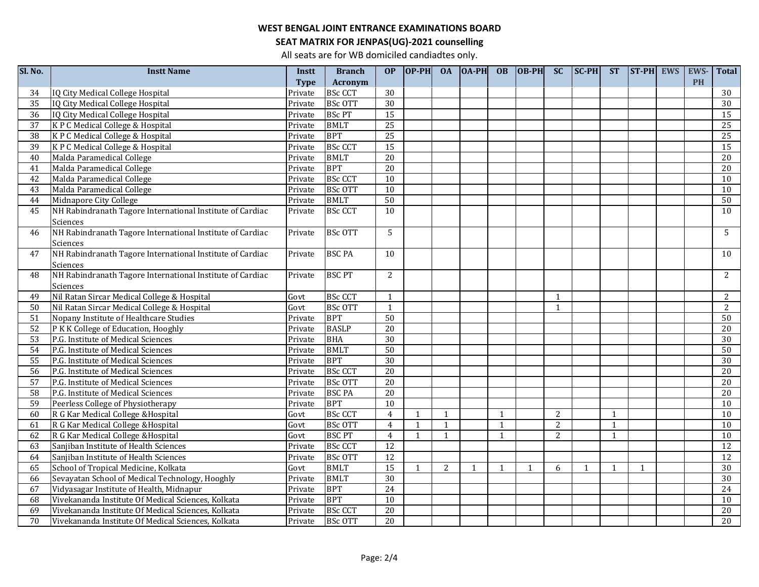**WEST BENGAL JOINT ENTRANCE EXAMINATIONS BOARD**

**SEAT MATRIX FOR JENPAS(UG)-2021 counselling**

All seats are for WB domiciled candiadtes only.

| Sl. No. | Instt Name | Instt Type | Branch Acronym | OP | OP-PH | OA | OA-PH | OB | OB-PH | SC | SC-PH | ST | ST-PH | EWS | EWS-PH | Total |
|---|---|---|---|---|---|---|---|---|---|---|---|---|---|---|---|---|
| 34 | IQ City Medical College Hospital | Private | BSc CCT | 30 | | | | | | | | | | | | 30 |
| 35 | IQ City Medical College Hospital | Private | BSc OTT | 30 | | | | | | | | | | | | 30 |
| 36 | IQ City Medical College Hospital | Private | BSc PT | 15 | | | | | | | | | | | | 15 |
| 37 | K P C Medical College & Hospital | Private | BMLT | 25 | | | | | | | | | | | | 25 |
| 38 | K P C Medical College & Hospital | Private | BPT | 25 | | | | | | | | | | | | 25 |
| 39 | K P C Medical College & Hospital | Private | BSc CCT | 15 | | | | | | | | | | | | 15 |
| 40 | Malda Paramedical College | Private | BMLT | 20 | | | | | | | | | | | | 20 |
| 41 | Malda Paramedical College | Private | BPT | 20 | | | | | | | | | | | | 20 |
| 42 | Malda Paramedical College | Private | BSc CCT | 10 | | | | | | | | | | | | 10 |
| 43 | Malda Paramedical College | Private | BSc OTT | 10 | | | | | | | | | | | | 10 |
| 44 | Midnapore City College | Private | BMLT | 50 | | | | | | | | | | | | 50 |
| 45 | NH Rabindranath Tagore International Institute of Cardiac Sciences | Private | BSc CCT | 10 | | | | | | | | | | | | 10 |
| 46 | NH Rabindranath Tagore International Institute of Cardiac Sciences | Private | BSc OTT | 5 | | | | | | | | | | | | 5 |
| 47 | NH Rabindranath Tagore International Institute of Cardiac Sciences | Private | BSC PA | 10 | | | | | | | | | | | | 10 |
| 48 | NH Rabindranath Tagore International Institute of Cardiac Sciences | Private | BSC PT | 2 | | | | | | | | | | | | 2 |
| 49 | Nil Ratan Sircar Medical College & Hospital | Govt | BSc CCT | 1 | | | | | | 1 | | | | | | 2 |
| 50 | Nil Ratan Sircar Medical College & Hospital | Govt | BSc OTT | 1 | | | | | | 1 | | | | | | 2 |
| 51 | Nopany Institute of Healthcare Studies | Private | BPT | 50 | | | | | | | | | | | | 50 |
| 52 | P K K College of Education, Hooghly | Private | BASLP | 20 | | | | | | | | | | | | 20 |
| 53 | P.G. Institute of Medical Sciences | Private | BHA | 30 | | | | | | | | | | | | 30 |
| 54 | P.G. Institute of Medical Sciences | Private | BMLT | 50 | | | | | | | | | | | | 50 |
| 55 | P.G. Institute of Medical Sciences | Private | BPT | 30 | | | | | | | | | | | | 30 |
| 56 | P.G. Institute of Medical Sciences | Private | BSc CCT | 20 | | | | | | | | | | | | 20 |
| 57 | P.G. Institute of Medical Sciences | Private | BSc OTT | 20 | | | | | | | | | | | | 20 |
| 58 | P.G. Institute of Medical Sciences | Private | BSC PA | 20 | | | | | | | | | | | | 20 |
| 59 | Peerless College of Physiotherapy | Private | BPT | 10 | | | | | | | | | | | | 10 |
| 60 | R G Kar Medical College &Hospital | Govt | BSc CCT | 4 | 1 | 1 | | 1 | | 2 | | 1 | | | | 10 |
| 61 | R G Kar Medical College &Hospital | Govt | BSc OTT | 4 | 1 | 1 | | 1 | | 2 | | 1 | | | | 10 |
| 62 | R G Kar Medical College &Hospital | Govt | BSC PT | 4 | 1 | 1 | | 1 | | 2 | | 1 | | | | 10 |
| 63 | Sanjiban Institute of Health Sciences | Private | BSc CCT | 12 | | | | | | | | | | | | 12 |
| 64 | Sanjiban Institute of Health Sciences | Private | BSc OTT | 12 | | | | | | | | | | | | 12 |
| 65 | School of Tropical Medicine, Kolkata | Govt | BMLT | 15 | 1 | 2 | 1 | 1 | 1 | 6 | 1 | 1 | 1 | | | 30 |
| 66 | Sevayatan School of Medical Technology, Hooghly | Private | BMLT | 30 | | | | | | | | | | | | 30 |
| 67 | Vidyasagar Institute of Health, Midnapur | Private | BPT | 24 | | | | | | | | | | | | 24 |
| 68 | Vivekananda Institute Of Medical Sciences, Kolkata | Private | BPT | 10 | | | | | | | | | | | | 10 |
| 69 | Vivekananda Institute Of Medical Sciences, Kolkata | Private | BSc CCT | 20 | | | | | | | | | | | | 20 |
| 70 | Vivekananda Institute Of Medical Sciences, Kolkata | Private | BSc OTT | 20 | | | | | | | | | | | | 20 |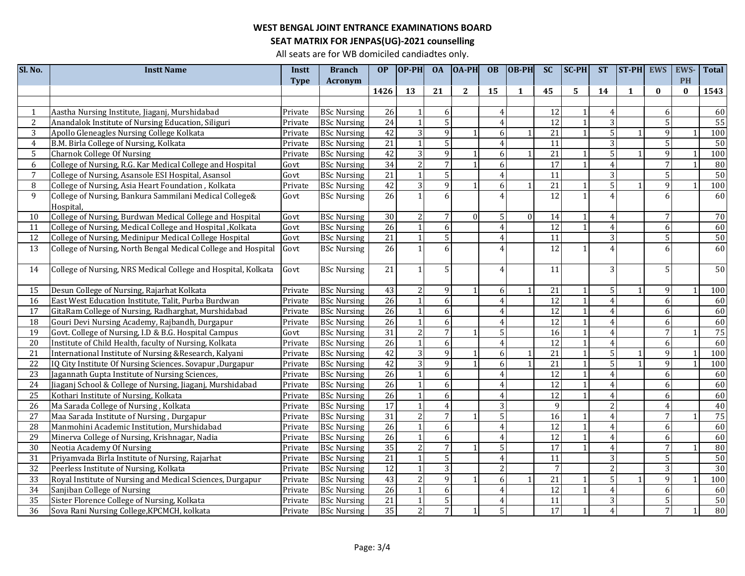**WEST BENGAL JOINT ENTRANCE EXAMINATIONS BOARD**

**SEAT MATRIX FOR JENPAS(UG)-2021 counselling**

All seats are for WB domiciled candiadtes only.

| Sl. No. | Instt Name | Instt Type | Branch Acronym | OP | OP-PH | OA | OA-PH | OB | OB-PH | SC | SC-PH | ST | ST-PH | EWS | EWS-PH | Total |
|---|---|---|---|---|---|---|---|---|---|---|---|---|---|---|---|---|
| | | | | 1426 | 13 | 21 | 2 | 15 | 1 | 45 | 5 | 14 | 1 | 0 | 0 | 1543 |
| 1 | Aastha Nursing Institute, Jiaganj, Murshidabad | Private | BSc Nursing | 26 | 1 | 6 | | 4 | | 12 | 1 | 4 | | 6 | | 60 |
| 2 | Anandalok Institute of Nursing Education, Siliguri | Private | BSc Nursing | 24 | 1 | 5 | | 4 | | 12 | 1 | 3 | | 5 | | 55 |
| 3 | Apollo Gleneagles Nursing College Kolkata | Private | BSc Nursing | 42 | 3 | 9 | 1 | 6 | 1 | 21 | 1 | 5 | 1 | 9 | 1 | 100 |
| 4 | B.M. Birla College of Nursing, Kolkata | Private | BSc Nursing | 21 | 1 | 5 | | 4 | | 11 | | 3 | | 5 | | 50 |
| 5 | Charnok College Of Nursing | Private | BSc Nursing | 42 | 3 | 9 | 1 | 6 | 1 | 21 | 1 | 5 | 1 | 9 | 1 | 100 |
| 6 | College of Nursing, R.G. Kar Medical College and Hospital | Govt | BSc Nursing | 34 | 2 | 7 | 1 | 6 | | 17 | 1 | 4 | | 7 | 1 | 80 |
| 7 | College of Nursing, Asansole ESI Hospital, Asansol | Govt | BSc Nursing | 21 | 1 | 5 | | 4 | | 11 | | 3 | | 5 | | 50 |
| 8 | College of Nursing, Asia Heart Foundation , Kolkata | Private | BSc Nursing | 42 | 3 | 9 | 1 | 6 | 1 | 21 | 1 | 5 | 1 | 9 | 1 | 100 |
| 9 | College of Nursing, Bankura Sammilani Medical College& Hospital, | Govt | BSc Nursing | 26 | 1 | 6 | | 4 | | 12 | 1 | 4 | | 6 | | 60 |
| 10 | College of Nursing, Burdwan Medical College and Hospital | Govt | BSc Nursing | 30 | 2 | 7 | 0 | 5 | 0 | 14 | 1 | 4 | | 7 | | 70 |
| 11 | College of Nursing, Medical College and Hospital ,Kolkata | Govt | BSc Nursing | 26 | 1 | 6 | | 4 | | 12 | 1 | 4 | | 6 | | 60 |
| 12 | College of Nursing, Medinipur Medical College Hospital | Govt | BSc Nursing | 21 | 1 | 5 | | 4 | | 11 | | 3 | | 5 | | 50 |
| 13 | College of Nursing, North Bengal Medical College and Hospital | Govt | BSc Nursing | 26 | 1 | 6 | | 4 | | 12 | 1 | 4 | | 6 | | 60 |
| 14 | College of Nursing, NRS Medical College and Hospital, Kolkata | Govt | BSc Nursing | 21 | 1 | 5 | | 4 | | 11 | | 3 | | 5 | | 50 |
| 15 | Desun College of Nursing, Rajarhat Kolkata | Private | BSc Nursing | 43 | 2 | 9 | 1 | 6 | 1 | 21 | 1 | 5 | 1 | 9 | 1 | 100 |
| 16 | East West Education Institute, Talit, Purba Burdwan | Private | BSc Nursing | 26 | 1 | 6 | | 4 | | 12 | 1 | 4 | | 6 | | 60 |
| 17 | GitaRam College of Nursing, Radharghat, Murshidabad | Private | BSc Nursing | 26 | 1 | 6 | | 4 | | 12 | 1 | 4 | | 6 | | 60 |
| 18 | Gouri Devi Nursing Academy, Rajbandh, Durgapur | Private | BSc Nursing | 26 | 1 | 6 | | 4 | | 12 | 1 | 4 | | 6 | | 60 |
| 19 | Govt. College of Nursing, I.D & B.G. Hospital Campus | Govt | BSc Nursing | 31 | 2 | 7 | 1 | 5 | | 16 | 1 | 4 | | 7 | 1 | 75 |
| 20 | Institute of Child Health, faculty of Nursing, Kolkata | Private | BSc Nursing | 26 | 1 | 6 | | 4 | | 12 | 1 | 4 | | 6 | | 60 |
| 21 | International Institute of Nursing &Research, Kalyani | Private | BSc Nursing | 42 | 3 | 9 | 1 | 6 | 1 | 21 | 1 | 5 | 1 | 9 | 1 | 100 |
| 22 | IQ City Institute Of Nursing Sciences. Sovapur ,Durgapur | Private | BSc Nursing | 42 | 3 | 9 | 1 | 6 | 1 | 21 | 1 | 5 | 1 | 9 | 1 | 100 |
| 23 | Jagannath Gupta Institute of Nursing Sciences, | Private | BSc Nursing | 26 | 1 | 6 | | 4 | | 12 | 1 | 4 | | 6 | | 60 |
| 24 | Jiaganj School & College of Nursing, Jiaganj, Murshidabad | Private | BSc Nursing | 26 | 1 | 6 | | 4 | | 12 | 1 | 4 | | 6 | | 60 |
| 25 | Kothari Institute of Nursing, Kolkata | Private | BSc Nursing | 26 | 1 | 6 | | 4 | | 12 | 1 | 4 | | 6 | | 60 |
| 26 | Ma Sarada College of Nursing , Kolkata | Private | BSc Nursing | 17 | 1 | 4 | | 3 | | 9 | | 2 | | 4 | | 40 |
| 27 | Maa Sarada Institute of Nursing , Durgapur | Private | BSc Nursing | 31 | 2 | 7 | 1 | 5 | | 16 | 1 | 4 | | 7 | 1 | 75 |
| 28 | Manmohini Academic Institution, Murshidabad | Private | BSc Nursing | 26 | 1 | 6 | | 4 | | 12 | 1 | 4 | | 6 | | 60 |
| 29 | Minerva College of Nursing, Krishnagar, Nadia | Private | BSc Nursing | 26 | 1 | 6 | | 4 | | 12 | 1 | 4 | | 6 | | 60 |
| 30 | Neotia Academy Of Nursing | Private | BSc Nursing | 35 | 2 | 7 | 1 | 5 | | 17 | 1 | 4 | | 7 | 1 | 80 |
| 31 | Priyamvada Birla Institute of Nursing, Rajarhat | Private | BSc Nursing | 21 | 1 | 5 | | 4 | | 11 | | 3 | | 5 | | 50 |
| 32 | Peerless Institute of Nursing, Kolkata | Private | BSc Nursing | 12 | 1 | 3 | | 2 | | 7 | | 2 | | 3 | | 30 |
| 33 | Royal Institute of Nursing and Medical Sciences, Durgapur | Private | BSc Nursing | 43 | 2 | 9 | 1 | 6 | 1 | 21 | 1 | 5 | 1 | 9 | 1 | 100 |
| 34 | Sanjiban College of Nursing | Private | BSc Nursing | 26 | 1 | 6 | | 4 | | 12 | 1 | 4 | | 6 | | 60 |
| 35 | Sister Florence College of Nursing, Kolkata | Private | BSc Nursing | 21 | 1 | 5 | | 4 | | 11 | | 3 | | 5 | | 50 |
| 36 | Sova Rani Nursing College,KPCMCH, kolkata | Private | BSc Nursing | 35 | 2 | 7 | 1 | 5 | | 17 | 1 | 4 | | 7 | 1 | 80 |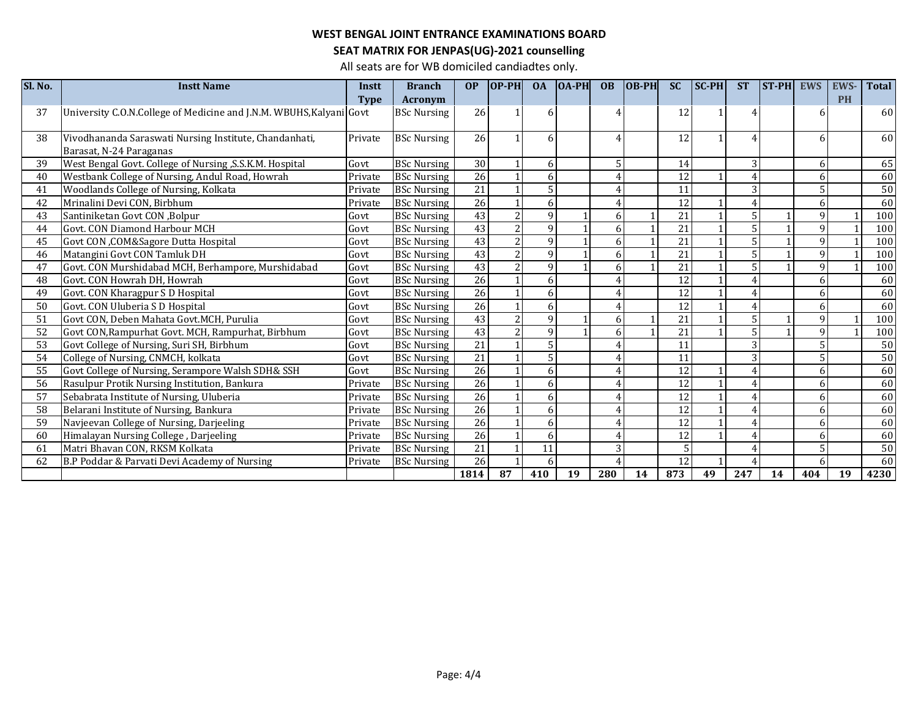**WEST BENGAL JOINT ENTRANCE EXAMINATIONS BOARD**

**SEAT MATRIX FOR JENPAS(UG)-2021 counselling**

All seats are for WB domiciled candiadtes only.

| Sl. No. | Instt Name | Instt Type | Branch Acronym | OP | OP-PH | OA | OA-PH | OB | OB-PH | SC | SC-PH | ST | ST-PH | EWS | EWS-PH | Total |
|---|---|---|---|---|---|---|---|---|---|---|---|---|---|---|---|---|
| 37 | University C.O.N.College of Medicine and J.N.M. WBUHS,Kalyani | Govt | BSc Nursing | 26 | 1 | 6 | | 4 | | 12 | 1 | 4 | | 6 | | 60 |
| 38 | Vivodhananda Saraswati Nursing Institute, Chandanhati, Barasat, N-24 Paraganas | Private | BSc Nursing | 26 | 1 | 6 | | 4 | | 12 | 1 | 4 | | 6 | | 60 |
| 39 | West Bengal Govt. College of Nursing ,S.S.K.M. Hospital | Govt | BSc Nursing | 30 | 1 | 6 | | 5 | | 14 | | 3 | | 6 | | 65 |
| 40 | Westbank College of Nursing, Andul Road, Howrah | Private | BSc Nursing | 26 | 1 | 6 | | 4 | | 12 | 1 | 4 | | 6 | | 60 |
| 41 | Woodlands College of Nursing, Kolkata | Private | BSc Nursing | 21 | 1 | 5 | | 4 | | 11 | | 3 | | 5 | | 50 |
| 42 | Mrinalini Devi CON, Birbhum | Private | BSc Nursing | 26 | 1 | 6 | | 4 | | 12 | 1 | 4 | | 6 | | 60 |
| 43 | Santiniketan Govt CON ,Bolpur | Govt | BSc Nursing | 43 | 2 | 9 | 1 | 6 | 1 | 21 | 1 | 5 | 1 | 9 | 1 | 100 |
| 44 | Govt. CON Diamond Harbour MCH | Govt | BSc Nursing | 43 | 2 | 9 | 1 | 6 | 1 | 21 | 1 | 5 | 1 | 9 | 1 | 100 |
| 45 | Govt CON ,COM&Sagore Dutta Hospital | Govt | BSc Nursing | 43 | 2 | 9 | 1 | 6 | 1 | 21 | 1 | 5 | 1 | 9 | 1 | 100 |
| 46 | Matangini Govt CON Tamluk DH | Govt | BSc Nursing | 43 | 2 | 9 | 1 | 6 | 1 | 21 | 1 | 5 | 1 | 9 | 1 | 100 |
| 47 | Govt. CON Murshidabad MCH, Berhampore, Murshidabad | Govt | BSc Nursing | 43 | 2 | 9 | 1 | 6 | 1 | 21 | 1 | 5 | 1 | 9 | 1 | 100 |
| 48 | Govt. CON Howrah DH, Howrah | Govt | BSc Nursing | 26 | 1 | 6 | | 4 | | 12 | 1 | 4 | | 6 | | 60 |
| 49 | Govt. CON Kharagpur S D Hospital | Govt | BSc Nursing | 26 | 1 | 6 | | 4 | | 12 | 1 | 4 | | 6 | | 60 |
| 50 | Govt. CON Uluberia S D Hospital | Govt | BSc Nursing | 26 | 1 | 6 | | 4 | | 12 | 1 | 4 | | 6 | | 60 |
| 51 | Govt CON, Deben Mahata Govt.MCH, Purulia | Govt | BSc Nursing | 43 | 2 | 9 | 1 | 6 | 1 | 21 | 1 | 5 | 1 | 9 | 1 | 100 |
| 52 | Govt CON,Rampurhat Govt. MCH, Rampurhat, Birbhum | Govt | BSc Nursing | 43 | 2 | 9 | 1 | 6 | 1 | 21 | 1 | 5 | 1 | 9 | 1 | 100 |
| 53 | Govt College of Nursing, Suri SH, Birbhum | Govt | BSc Nursing | 21 | 1 | 5 | | 4 | | 11 | | 3 | | 5 | | 50 |
| 54 | College of Nursing, CNMCH, kolkata | Govt | BSc Nursing | 21 | 1 | 5 | | 4 | | 11 | | 3 | | 5 | | 50 |
| 55 | Govt College of Nursing, Serampore Walsh SDH& SSH | Govt | BSc Nursing | 26 | 1 | 6 | | 4 | | 12 | 1 | 4 | | 6 | | 60 |
| 56 | Rasulpur Protik Nursing Institution, Bankura | Private | BSc Nursing | 26 | 1 | 6 | | 4 | | 12 | 1 | 4 | | 6 | | 60 |
| 57 | Sebabrata Institute of Nursing, Uluberia | Private | BSc Nursing | 26 | 1 | 6 | | 4 | | 12 | 1 | 4 | | 6 | | 60 |
| 58 | Belarani Institute of Nursing, Bankura | Private | BSc Nursing | 26 | 1 | 6 | | 4 | | 12 | 1 | 4 | | 6 | | 60 |
| 59 | Navjeevan College of Nursing, Darjeeling | Private | BSc Nursing | 26 | 1 | 6 | | 4 | | 12 | 1 | 4 | | 6 | | 60 |
| 60 | Himalayan Nursing College , Darjeeling | Private | BSc Nursing | 26 | 1 | 6 | | 4 | | 12 | 1 | 4 | | 6 | | 60 |
| 61 | Matri Bhavan CON, RKSM Kolkata | Private | BSc Nursing | 21 | 1 | 11 | | 3 | | 5 | | 4 | | 5 | | 50 |
| 62 | B.P Poddar & Parvati Devi Academy of Nursing | Private | BSc Nursing | 26 | 1 | 6 | | 4 | | 12 | 1 | 4 | | 6 | | 60 |
| | | | | **1814** | **87** | **410** | **19** | **280** | **14** | **873** | **49** | **247** | **14** | **404** | **19** | **4230** |